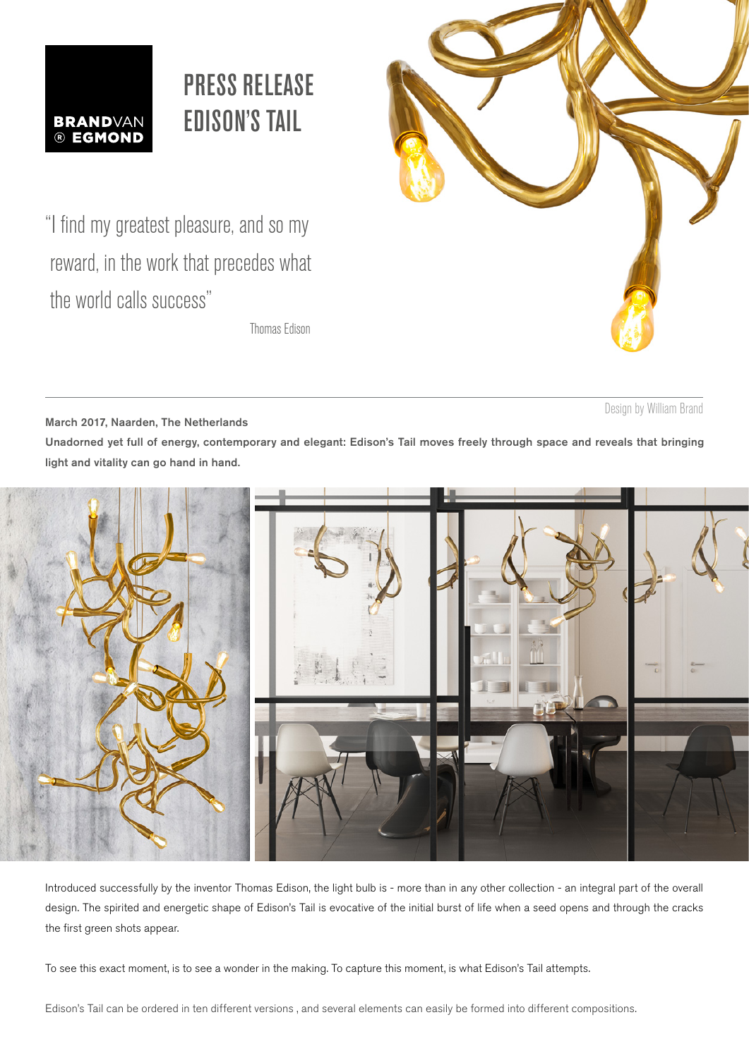BRANDVAN
® EGMOND

# PRESS RELEASE
# EDISON'S TAIL

"I find my greatest pleasure, and so my reward, in the work that precedes what the world calls success"

Thomas Edison

Design by William Brand

**March 2017, Naarden, The Netherlands**

**Unadorned yet full of energy, contemporary and elegant: Edison's Tail moves freely through space and reveals that bringing light and vitality can go hand in hand.**

Introduced successfully by the inventor Thomas Edison, the light bulb is - more than in any other collection - an integral part of the overall design. The spirited and energetic shape of Edison's Tail is evocative of the initial burst of life when a seed opens and through the cracks the first green shots appear.

To see this exact moment, is to see a wonder in the making. To capture this moment, is what Edison's Tail attempts.

Edison's Tail can be ordered in ten different versions , and several elements can easily be formed into different compositions.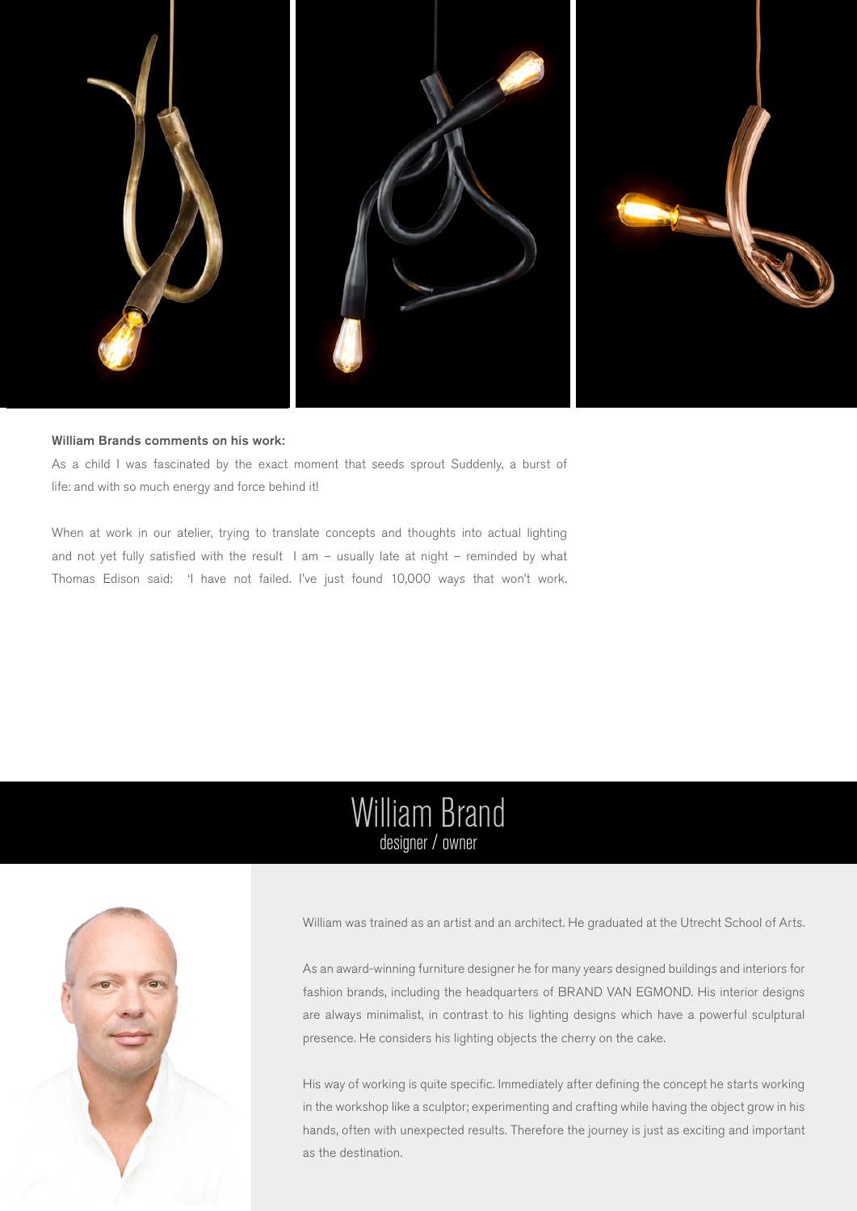**William Brands comments on his work:**

As a child I was fascinated by the exact moment that seeds sprout Suddenly, a burst of life: and with so much energy and force behind it!

When at work in our atelier, trying to translate concepts and thoughts into actual lighting and not yet fully satisfied with the result I am – usually late at night – reminded by what Thomas Edison said: 'I have not failed. I've just found 10,000 ways that won't work.

# William Brand

designer / owner

William was trained as an artist and an architect. He graduated at the Utrecht School of Arts.

As an award-winning furniture designer he for many years designed buildings and interiors for fashion brands, including the headquarters of BRAND VAN EGMOND. His interior designs are always minimalist, in contrast to his lighting designs which have a powerful sculptural presence. He considers his lighting objects the cherry on the cake.

His way of working is quite specific. Immediately after defining the concept he starts working in the workshop like a sculptor; experimenting and crafting while having the object grow in his hands, often with unexpected results. Therefore the journey is just as exciting and important as the destination.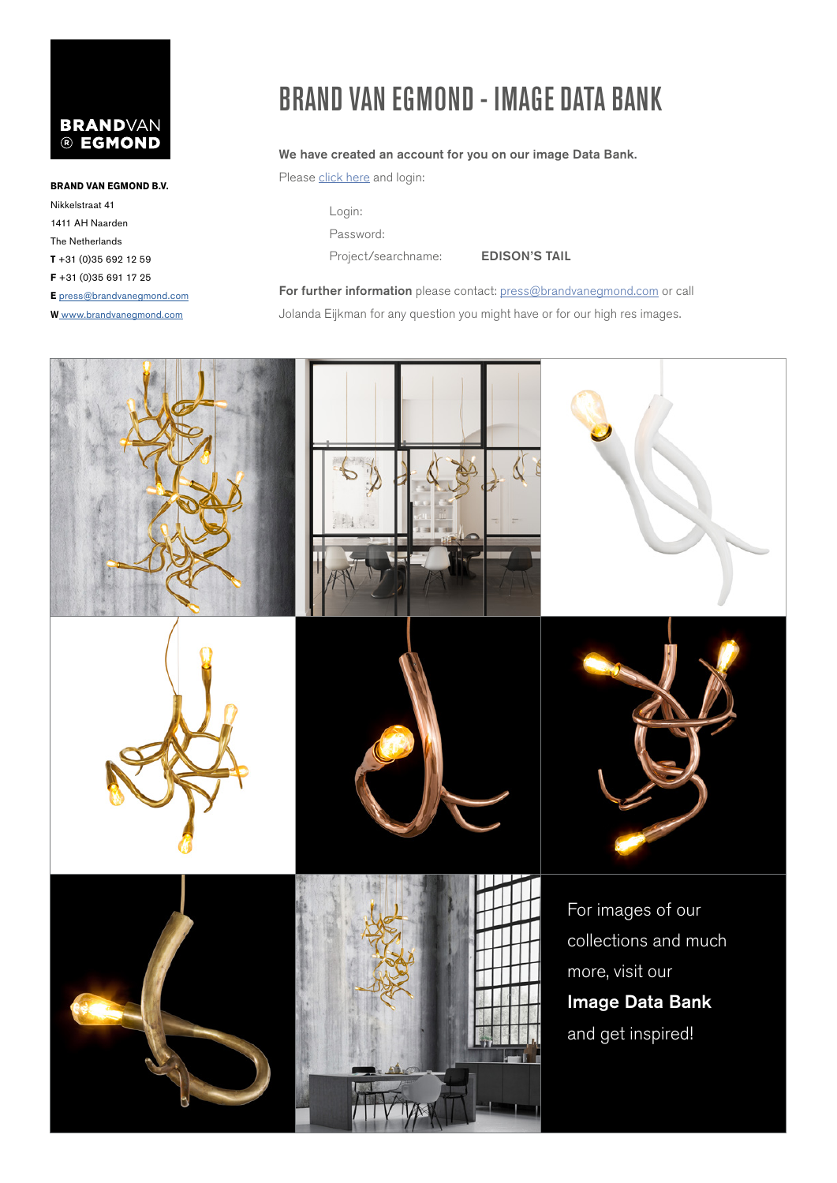**BRAND VAN EGMOND**

**BRAND VAN EGMOND B.V.**
Nikkelstraat 41
1411 AH Naarden
The Netherlands
**T** +31 (0)35 692 12 59
**F** +31 (0)35 691 17 25
**E** press@brandvanegmond.com
**W** www.brandvanegmond.com

# BRAND VAN EGMOND - IMAGE DATA BANK

**We have created an account for you on our image Data Bank.**

Please click here and login:

Login:
Password:
Project/searchname: **EDISON'S TAIL**

**For further information** please contact: press@brandvanegmond.com or call Jolanda Eijkman for any question you might have or for our high res images.

For images of our collections and much more, visit our **Image Data Bank** and get inspired!